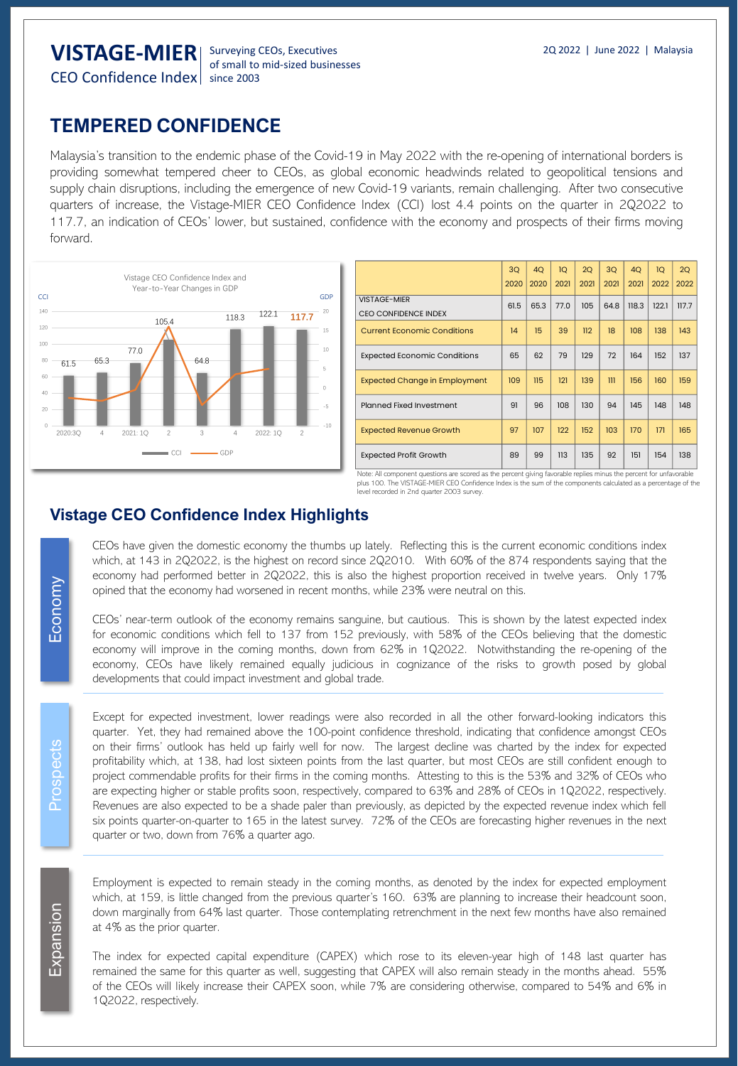# VISTAGE-MIER CEO Confidence Index

Surveying CEOs, Executives of small to mid-sized businesses since 2003

2Q 2022 | June 2022 | Malaysia

## TEMPERED CONFIDENCE

Malaysia's transition to the endemic phase of the Covid-19 in May 2022 with the re-opening of international borders is providing somewhat tempered cheer to CEOs, as global economic headwinds related to geopolitical tensions and supply chain disruptions, including the emergence of new Covid-19 variants, remain challenging. After two consecutive quarters of increase, the Vistage-MIER CEO Confidence Index (CCI) lost 4.4 points on the quarter in 2Q2022 to 117.7, an indication of CEOs' lower, but sustained, confidence with the economy and prospects of their firms moving forward.

Vistage CEO Confidence Index and Year-to-Year Changes in GDP

| | 2020:3Q | 4 | 2021: 1Q | 2 | 3 | 4 | 2022: 1Q | 2 |
|---|---|---|---|---|---|---|---|---|
| CCI | 61.5 | 65.3 | 77.0 | 105.4 | 64.8 | 118.3 | 122.1 | 117.7 |

| | 3Q 2020 | 4Q 2020 | 1Q 2021 | 2Q 2021 | 3Q 2021 | 4Q 2021 | 1Q 2022 | 2Q 2022 |
|---|---|---|---|---|---|---|---|---|
| VISTAGE-MIER CEO CONFIDENCE INDEX | 61.5 | 65.3 | 77.0 | 105 | 64.8 | 118.3 | 122.1 | 117.7 |
| Current Economic Conditions | 14 | 15 | 39 | 112 | 18 | 108 | 138 | 143 |
| Expected Economic Conditions | 65 | 62 | 79 | 129 | 72 | 164 | 152 | 137 |
| Expected Change in Employment | 109 | 115 | 121 | 139 | 111 | 156 | 160 | 159 |
| Planned Fixed Investment | 91 | 96 | 108 | 130 | 94 | 145 | 148 | 148 |
| Expected Revenue Growth | 97 | 107 | 122 | 152 | 103 | 170 | 171 | 165 |
| Expected Profit Growth | 89 | 99 | 113 | 135 | 92 | 151 | 154 | 138 |

Note: All component questions are scored as the percent giving favorable replies minus the percent for unfavorable plus 100. The VISTAGE-MIER CEO Confidence Index is the sum of the components calculated as a percentage of the level recorded in 2nd quarter 2003 survey.

## Vistage CEO Confidence Index Highlights

### Economy

CEOs have given the domestic economy the thumbs up lately. Reflecting this is the current economic conditions index which, at 143 in 2Q2022, is the highest on record since 2Q2010. With 60% of the 874 respondents saying that the economy had performed better in 2Q2022, this is also the highest proportion received in twelve years. Only 17% opined that the economy had worsened in recent months, while 23% were neutral on this.

CEOs' near-term outlook of the economy remains sanguine, but cautious. This is shown by the latest expected index for economic conditions which fell to 137 from 152 previously, with 58% of the CEOs believing that the domestic economy will improve in the coming months, down from 62% in 1Q2022. Notwithstanding the re-opening of the economy, CEOs have likely remained equally judicious in cognizance of the risks to growth posed by global developments that could impact investment and global trade.

### Prospects

Except for expected investment, lower readings were also recorded in all the other forward-looking indicators this quarter. Yet, they had remained above the 100-point confidence threshold, indicating that confidence amongst CEOs on their firms' outlook has held up fairly well for now. The largest decline was charted by the index for expected profitability which, at 138, had lost sixteen points from the last quarter, but most CEOs are still confident enough to project commendable profits for their firms in the coming months. Attesting to this is the 53% and 32% of CEOs who are expecting higher or stable profits soon, respectively, compared to 63% and 28% of CEOs in 1Q2022, respectively. Revenues are also expected to be a shade paler than previously, as depicted by the expected revenue index which fell six points quarter-on-quarter to 165 in the latest survey. 72% of the CEOs are forecasting higher revenues in the next quarter or two, down from 76% a quarter ago.

### Expansion

Employment is expected to remain steady in the coming months, as denoted by the index for expected employment which, at 159, is little changed from the previous quarter's 160. 63% are planning to increase their headcount soon, down marginally from 64% last quarter. Those contemplating retrenchment in the next few months have also remained at 4% as the prior quarter.

The index for expected capital expenditure (CAPEX) which rose to its eleven-year high of 148 last quarter has remained the same for this quarter as well, suggesting that CAPEX will also remain steady in the months ahead. 55% of the CEOs will likely increase their CAPEX soon, while 7% are considering otherwise, compared to 54% and 6% in 1Q2022, respectively.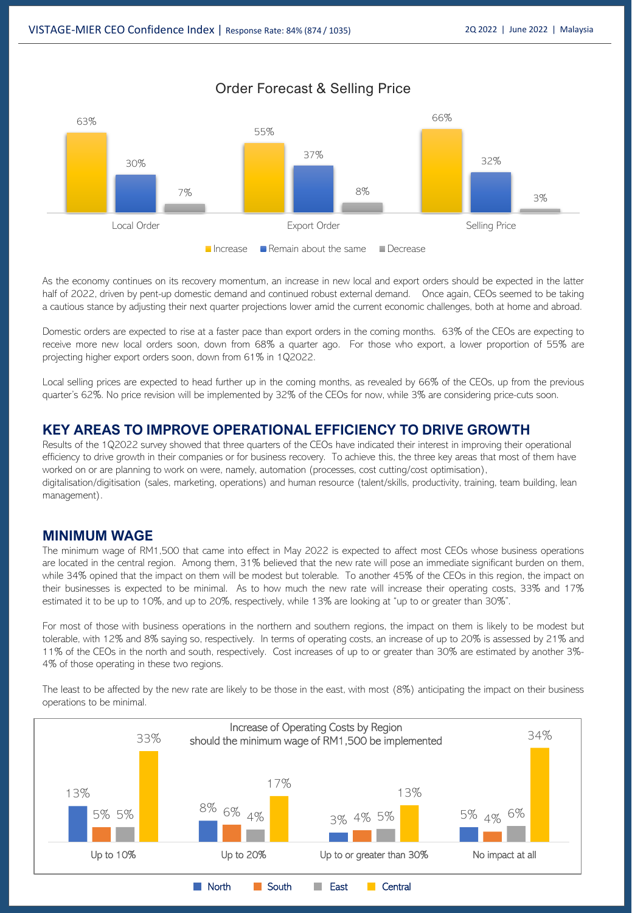## Order Forecast & Selling Price

| | Increase | Remain about the same | Decrease |
|---|---|---|---|
| Local Order | 63% | 30% | 7% |
| Export Order | 55% | 37% | 8% |
| Selling Price | 66% | 32% | 3% |

As the economy continues on its recovery momentum, an increase in new local and export orders should be expected in the latter half of 2022, driven by pent-up domestic demand and continued robust external demand. Once again, CEOs seemed to be taking a cautious stance by adjusting their next quarter projections lower amid the current economic challenges, both at home and abroad.

Domestic orders are expected to rise at a faster pace than export orders in the coming months. 63% of the CEOs are expecting to receive more new local orders soon, down from 68% a quarter ago. For those who export, a lower proportion of 55% are projecting higher export orders soon, down from 61% in 1Q2022.

Local selling prices are expected to head further up in the coming months, as revealed by 66% of the CEOs, up from the previous quarter's 62%. No price revision will be implemented by 32% of the CEOs for now, while 3% are considering price-cuts soon.

## KEY AREAS TO IMPROVE OPERATIONAL EFFICIENCY TO DRIVE GROWTH

Results of the 1Q2022 survey showed that three quarters of the CEOs have indicated their interest in improving their operational efficiency to drive growth in their companies or for business recovery. To achieve this, the three key areas that most of them have worked on or are planning to work on were, namely, automation (processes, cost cutting/cost optimisation), digitalisation/digitisation (sales, marketing, operations) and human resource (talent/skills, productivity, training, team building, lean management).

## MINIMUM WAGE

The minimum wage of RM1,500 that came into effect in May 2022 is expected to affect most CEOs whose business operations are located in the central region. Among them, 31% believed that the new rate will pose an immediate significant burden on them, while 34% opined that the impact on them will be modest but tolerable. To another 45% of the CEOs in this region, the impact on their businesses is expected to be minimal. As to how much the new rate will increase their operating costs, 33% and 17% estimated it to be up to 10%, and up to 20%, respectively, while 13% are looking at "up to or greater than 30%".

For most of those with business operations in the northern and southern regions, the impact on them is likely to be modest but tolerable, with 12% and 8% saying so, respectively. In terms of operating costs, an increase of up to 20% is assessed by 21% and 11% of the CEOs in the north and south, respectively. Cost increases of up to or greater than 30% are estimated by another 3%-4% of those operating in these two regions.

The least to be affected by the new rate are likely to be those in the east, with most (8%) anticipating the impact on their business operations to be minimal.

### Increase of Operating Costs by Region should the minimum wage of RM1,500 be implemented

| | North | South | East | Central |
|---|---|---|---|---|
| Up to 10% | 13% | 5% | 5% | 33% |
| Up to 20% | 8% | 6% | 4% | 17% |
| Up to or greater than 30% | 3% | 4% | 5% | 13% |
| No impact at all | 5% | 4% | 6% | 34% |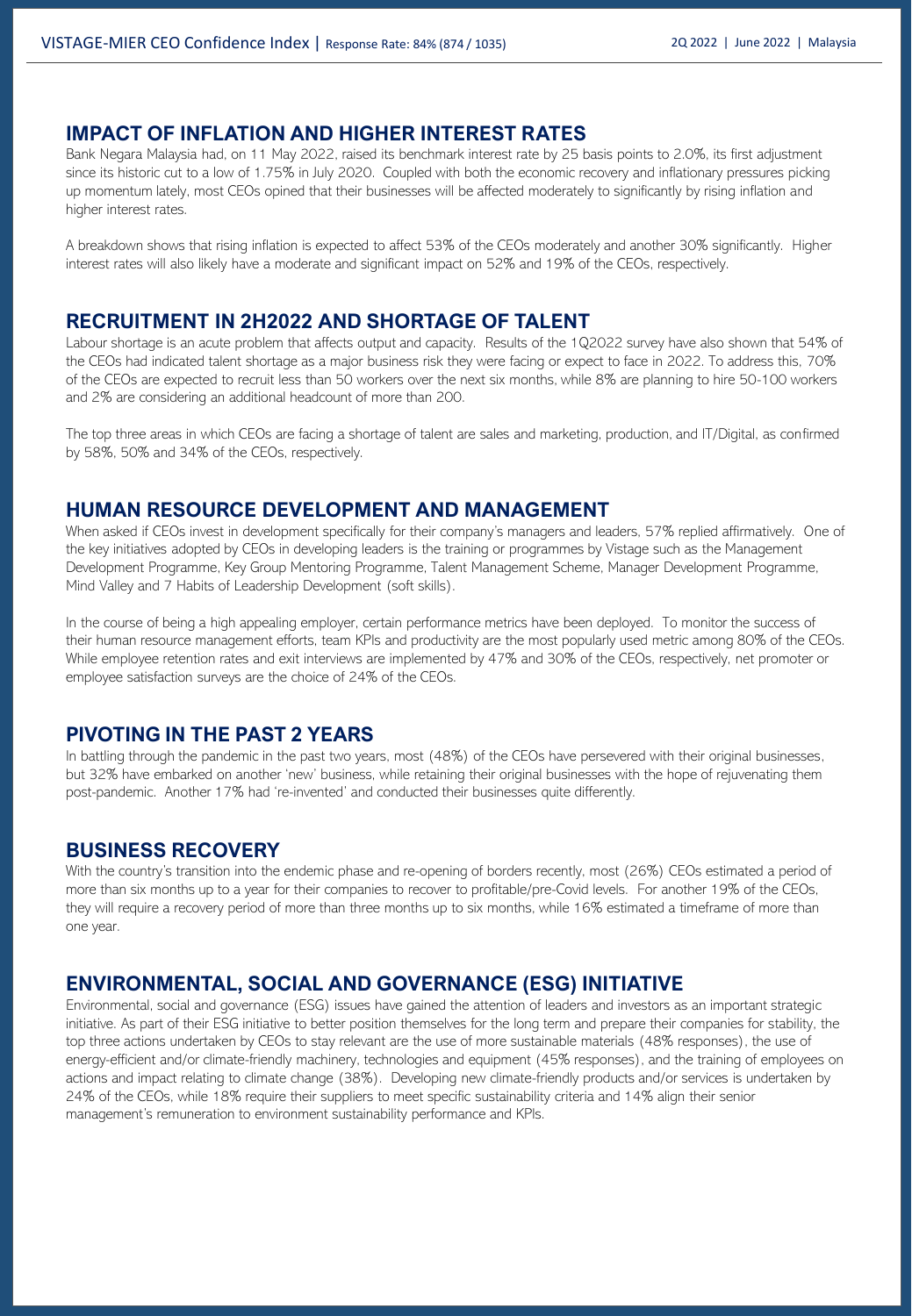## IMPACT OF INFLATION AND HIGHER INTEREST RATES

Bank Negara Malaysia had, on 11 May 2022, raised its benchmark interest rate by 25 basis points to 2.0%, its first adjustment since its historic cut to a low of 1.75% in July 2020. Coupled with both the economic recovery and inflationary pressures picking up momentum lately, most CEOs opined that their businesses will be affected moderately to significantly by rising inflation and higher interest rates.

A breakdown shows that rising inflation is expected to affect 53% of the CEOs moderately and another 30% significantly. Higher interest rates will also likely have a moderate and significant impact on 52% and 19% of the CEOs, respectively.

## RECRUITMENT IN 2H2022 AND SHORTAGE OF TALENT

Labour shortage is an acute problem that affects output and capacity. Results of the 1Q2022 survey have also shown that 54% of the CEOs had indicated talent shortage as a major business risk they were facing or expect to face in 2022. To address this, 70% of the CEOs are expected to recruit less than 50 workers over the next six months, while 8% are planning to hire 50-100 workers and 2% are considering an additional headcount of more than 200.

The top three areas in which CEOs are facing a shortage of talent are sales and marketing, production, and IT/Digital, as confirmed by 58%, 50% and 34% of the CEOs, respectively.

## HUMAN RESOURCE DEVELOPMENT AND MANAGEMENT

When asked if CEOs invest in development specifically for their company's managers and leaders, 57% replied affirmatively. One of the key initiatives adopted by CEOs in developing leaders is the training or programmes by Vistage such as the Management Development Programme, Key Group Mentoring Programme, Talent Management Scheme, Manager Development Programme, Mind Valley and 7 Habits of Leadership Development (soft skills).

In the course of being a high appealing employer, certain performance metrics have been deployed. To monitor the success of their human resource management efforts, team KPIs and productivity are the most popularly used metric among 80% of the CEOs. While employee retention rates and exit interviews are implemented by 47% and 30% of the CEOs, respectively, net promoter or employee satisfaction surveys are the choice of 24% of the CEOs.

## PIVOTING IN THE PAST 2 YEARS

In battling through the pandemic in the past two years, most (48%) of the CEOs have persevered with their original businesses, but 32% have embarked on another 'new' business, while retaining their original businesses with the hope of rejuvenating them post-pandemic. Another 17% had 're-invented' and conducted their businesses quite differently.

## BUSINESS RECOVERY

With the country's transition into the endemic phase and re-opening of borders recently, most (26%) CEOs estimated a period of more than six months up to a year for their companies to recover to profitable/pre-Covid levels. For another 19% of the CEOs, they will require a recovery period of more than three months up to six months, while 16% estimated a timeframe of more than one year.

## ENVIRONMENTAL, SOCIAL AND GOVERNANCE (ESG) INITIATIVE

Environmental, social and governance (ESG) issues have gained the attention of leaders and investors as an important strategic initiative. As part of their ESG initiative to better position themselves for the long term and prepare their companies for stability, the top three actions undertaken by CEOs to stay relevant are the use of more sustainable materials (48% responses), the use of energy-efficient and/or climate-friendly machinery, technologies and equipment (45% responses), and the training of employees on actions and impact relating to climate change (38%). Developing new climate-friendly products and/or services is undertaken by 24% of the CEOs, while 18% require their suppliers to meet specific sustainability criteria and 14% align their senior management's remuneration to environment sustainability performance and KPIs.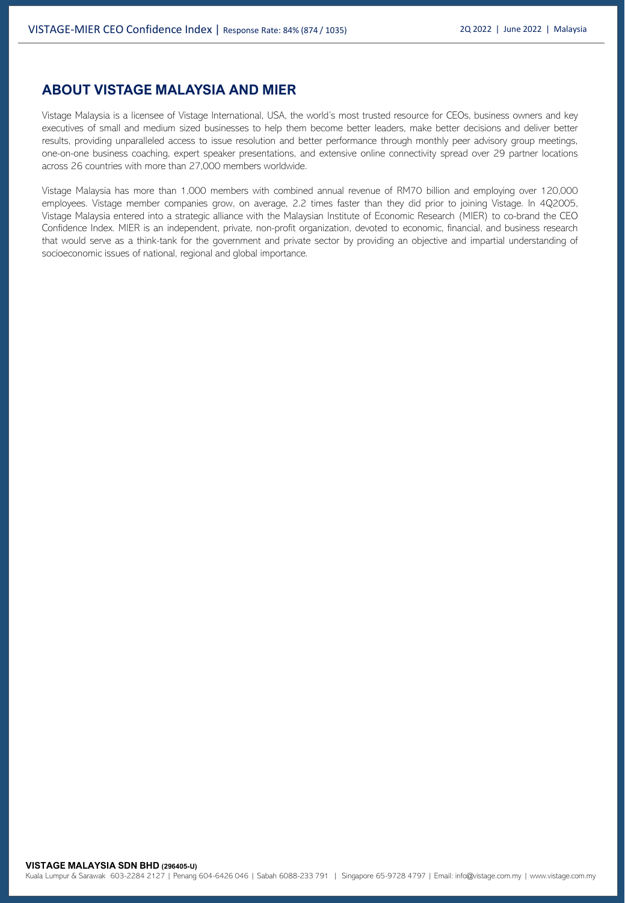## ABOUT VISTAGE MALAYSIA AND MIER

Vistage Malaysia is a licensee of Vistage International, USA, the world's most trusted resource for CEOs, business owners and key executives of small and medium sized businesses to help them become better leaders, make better decisions and deliver better results, providing unparalleled access to issue resolution and better performance through monthly peer advisory group meetings, one-on-one business coaching, expert speaker presentations, and extensive online connectivity spread over 29 partner locations across 26 countries with more than 27,000 members worldwide.

Vistage Malaysia has more than 1,000 members with combined annual revenue of RM70 billion and employing over 120,000 employees. Vistage member companies grow, on average, 2.2 times faster than they did prior to joining Vistage. In 4Q2005, Vistage Malaysia entered into a strategic alliance with the Malaysian Institute of Economic Research (MIER) to co-brand the CEO Confidence Index. MIER is an independent, private, non-profit organization, devoted to economic, financial, and business research that would serve as a think-tank for the government and private sector by providing an objective and impartial understanding of socioeconomic issues of national, regional and global importance.

**VISTAGE MALAYSIA SDN BHD (296405-U)**

Kuala Lumpur & Sarawak 603-2284 2127 | Penang 604-6426 046 | Sabah 6088-233 791 | Singapore 65-9728 4797 | Email: info@vistage.com.my | www.vistage.com.my